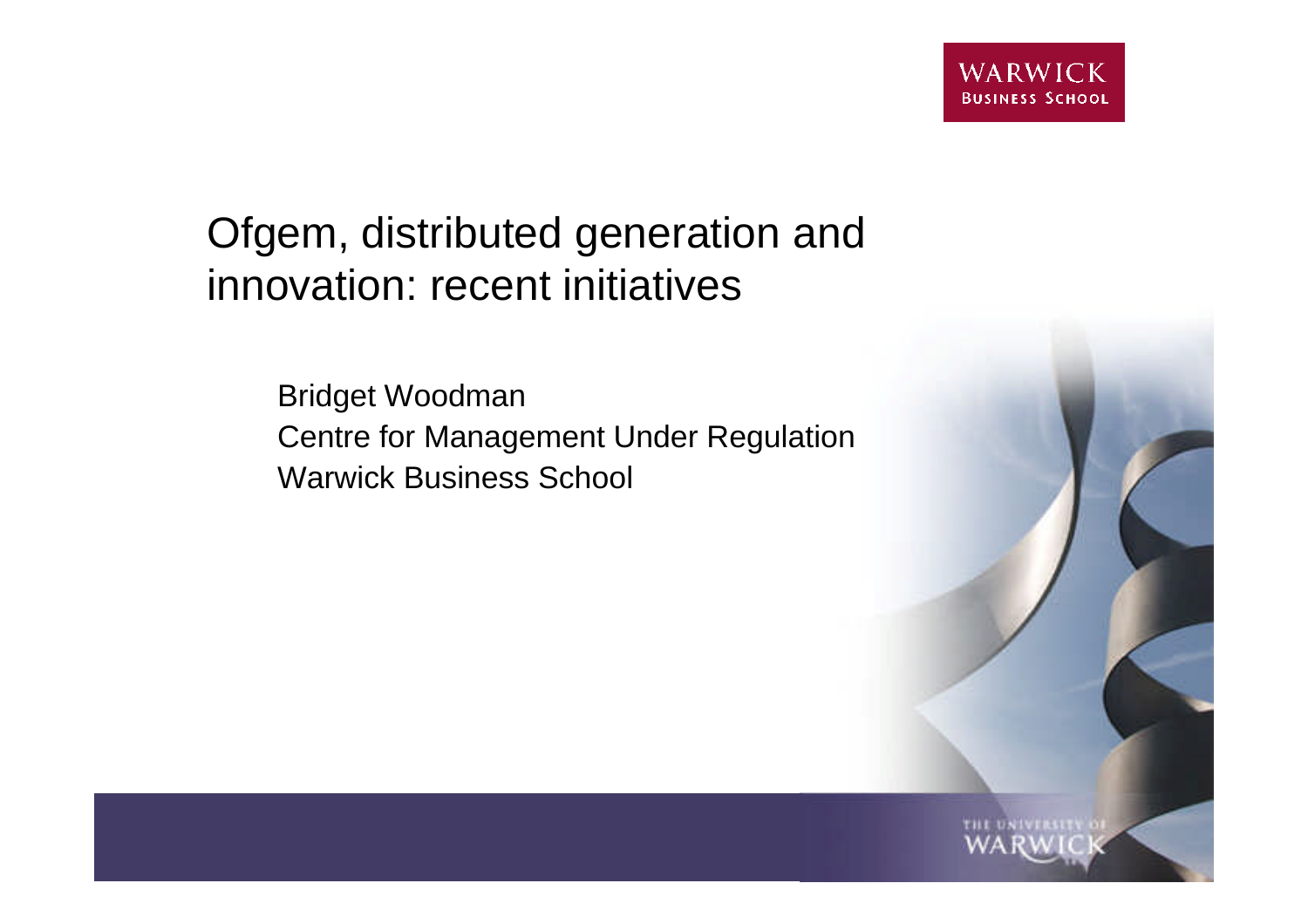# Ofgem, distributed generation and innovation: recent initiatives

Bridget Woodman
Centre for Management Under Regulation
Warwick Business School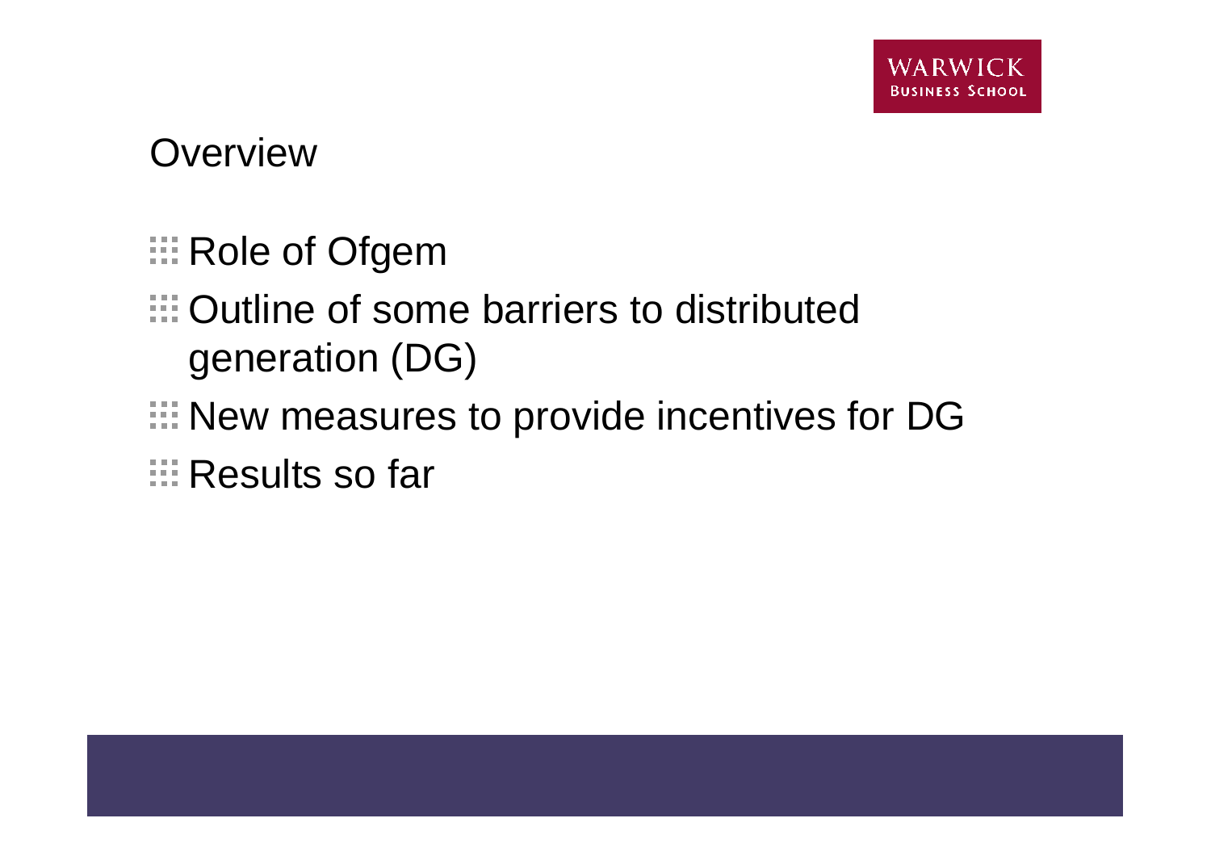## Overview

- Role of Ofgem
- Outline of some barriers to distributed generation (DG)
- New measures to provide incentives for DG
- Results so far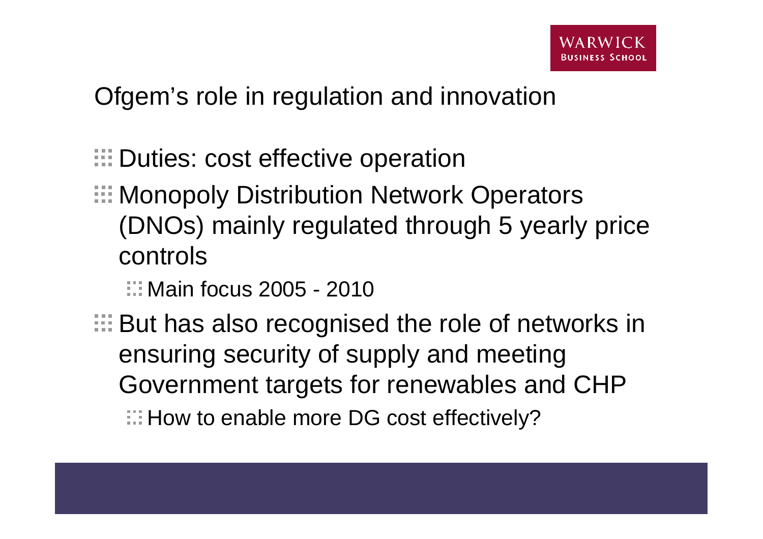## Ofgem's role in regulation and innovation

- Duties: cost effective operation
- Monopoly Distribution Network Operators (DNOs) mainly regulated through 5 yearly price controls
  - Main focus 2005 - 2010
- But has also recognised the role of networks in ensuring security of supply and meeting Government targets for renewables and CHP
  - How to enable more DG cost effectively?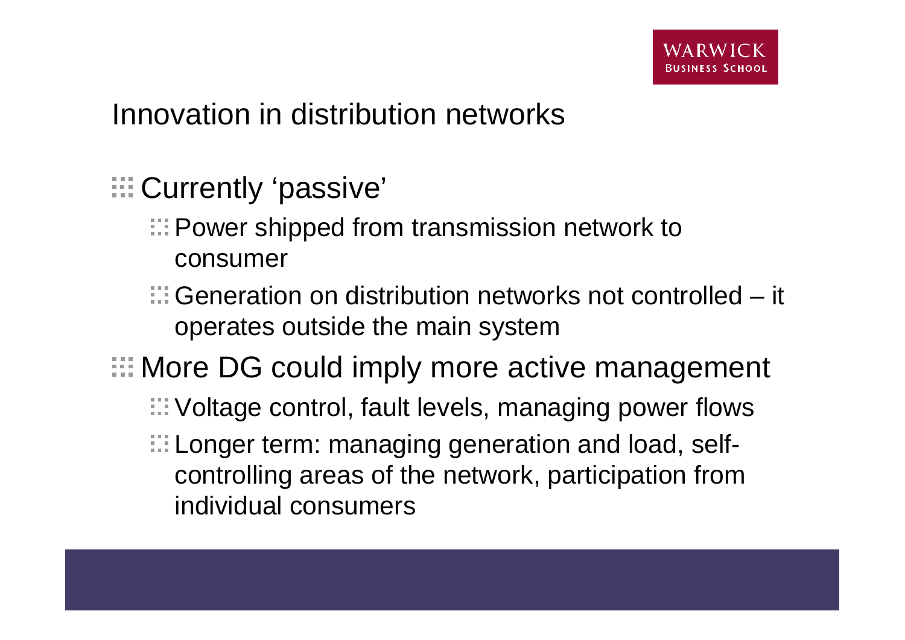# Innovation in distribution networks

- Currently 'passive'
  - Power shipped from transmission network to consumer
  - Generation on distribution networks not controlled – it operates outside the main system
- More DG could imply more active management
  - Voltage control, fault levels, managing power flows
  - Longer term: managing generation and load, self-controlling areas of the network, participation from individual consumers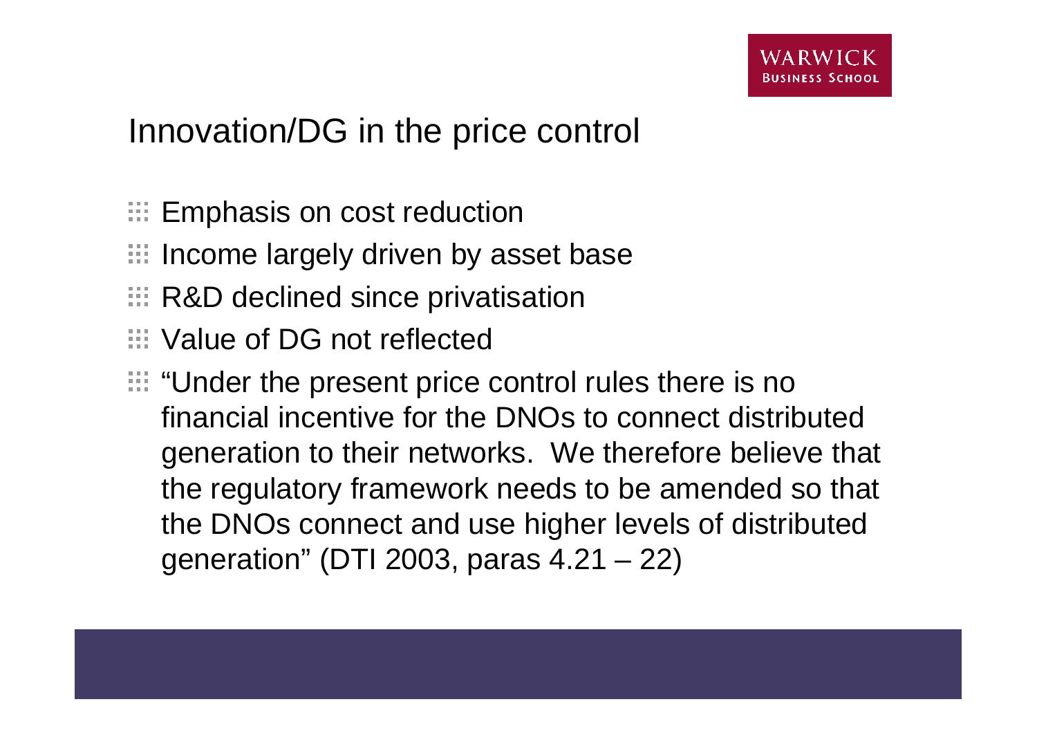# Innovation/DG in the price control

- Emphasis on cost reduction
- Income largely driven by asset base
- R&D declined since privatisation
- Value of DG not reflected
- "Under the present price control rules there is no financial incentive for the DNOs to connect distributed generation to their networks. We therefore believe that the regulatory framework needs to be amended so that the DNOs connect and use higher levels of distributed generation" (DTI 2003, paras 4.21 – 22)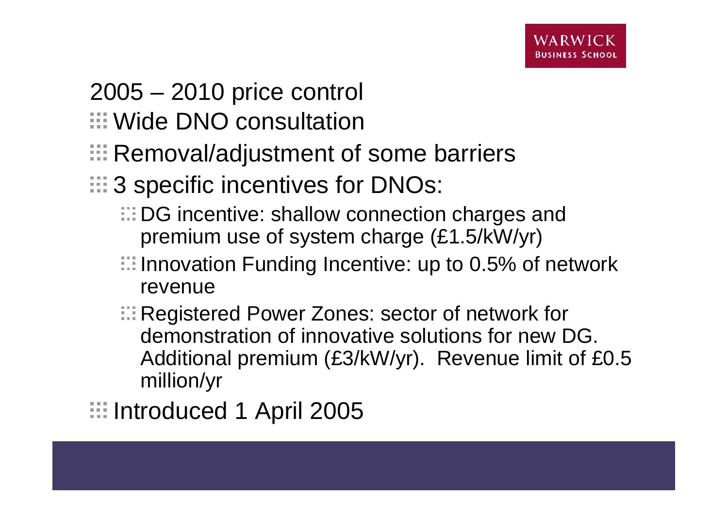# 2005 – 2010 price control

- Wide DNO consultation
- Removal/adjustment of some barriers
- 3 specific incentives for DNOs:
  - DG incentive: shallow connection charges and premium use of system charge (£1.5/kW/yr)
  - Innovation Funding Incentive: up to 0.5% of network revenue
  - Registered Power Zones: sector of network for demonstration of innovative solutions for new DG. Additional premium (£3/kW/yr). Revenue limit of £0.5 million/yr
- Introduced 1 April 2005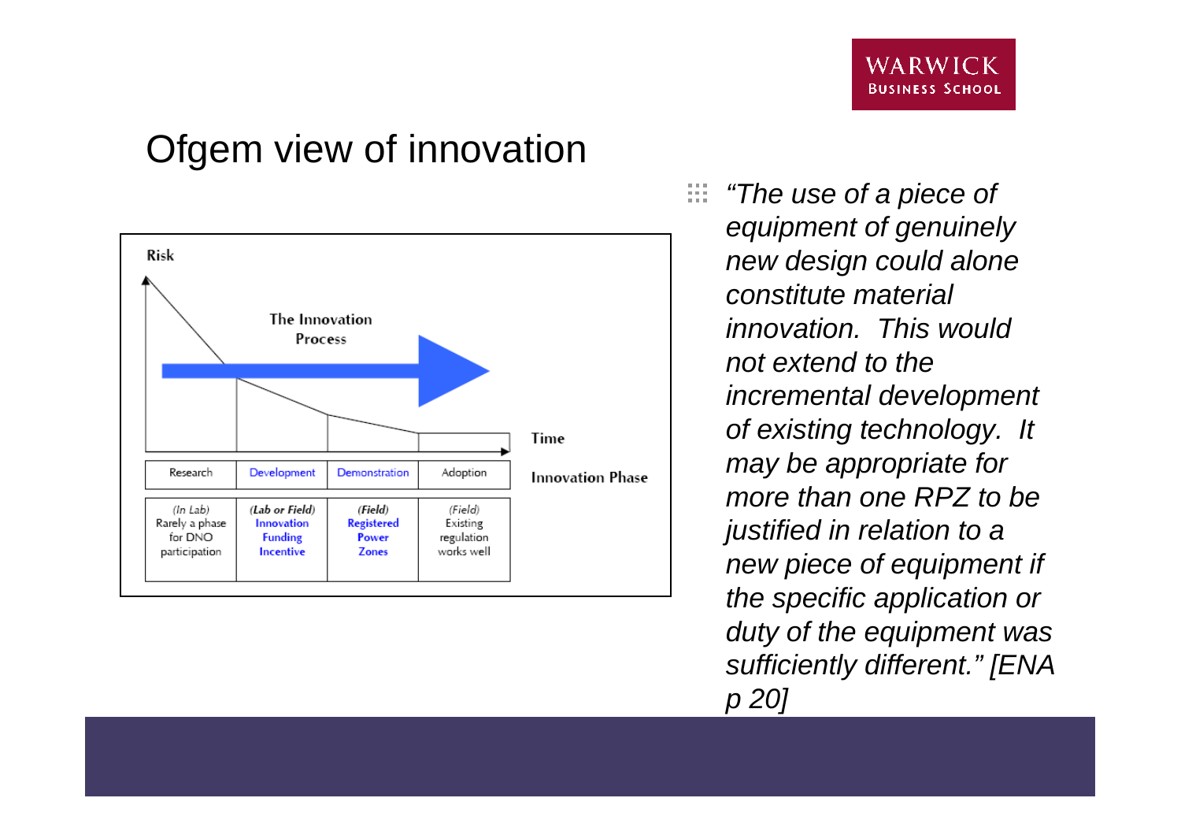# Ofgem view of innovation

Risk

The Innovation Process

Time

| Research | Development | Demonstration | Adoption |
|---|---|---|---|
| (In Lab) Rarely a phase for DNO participation | (Lab or Field) Innovation Funding Incentive | (Field) Registered Power Zones | (Field) Existing regulation works well |

Innovation Phase

- *"The use of a piece of equipment of genuinely new design could alone constitute material innovation. This would not extend to the incremental development of existing technology. It may be appropriate for more than one RPZ to be justified in relation to a new piece of equipment if the specific application or duty of the equipment was sufficiently different." [ENA p 20]*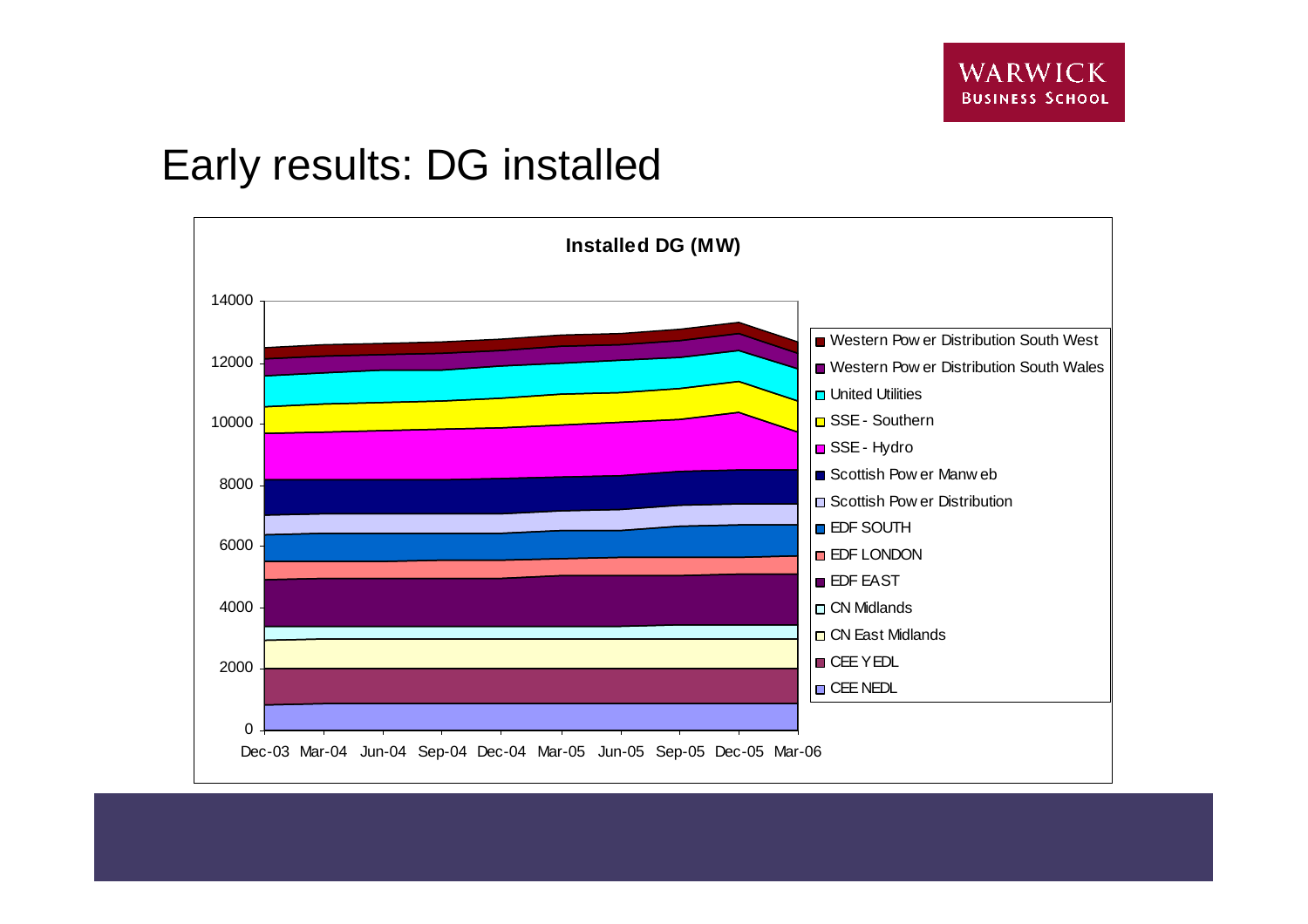# Early results: DG installed

**Installed DG (MW)**

Y-axis: 0, 2000, 4000, 6000, 8000, 10000, 12000, 14000

X-axis: Dec-03, Mar-04, Jun-04, Sep-04, Dec-04, Mar-05, Jun-05, Sep-05, Dec-05, Mar-06

Legend:
- Western Power Distribution South West
- Western Power Distribution South Wales
- United Utilities
- SSE - Southern
- SSE - Hydro
- Scottish Power Manweb
- Scottish Power Distribution
- EDF SOUTH
- EDF LONDON
- EDF EAST
- CN Midlands
- CN East Midlands
- CEE YEDL
- CEE NEDL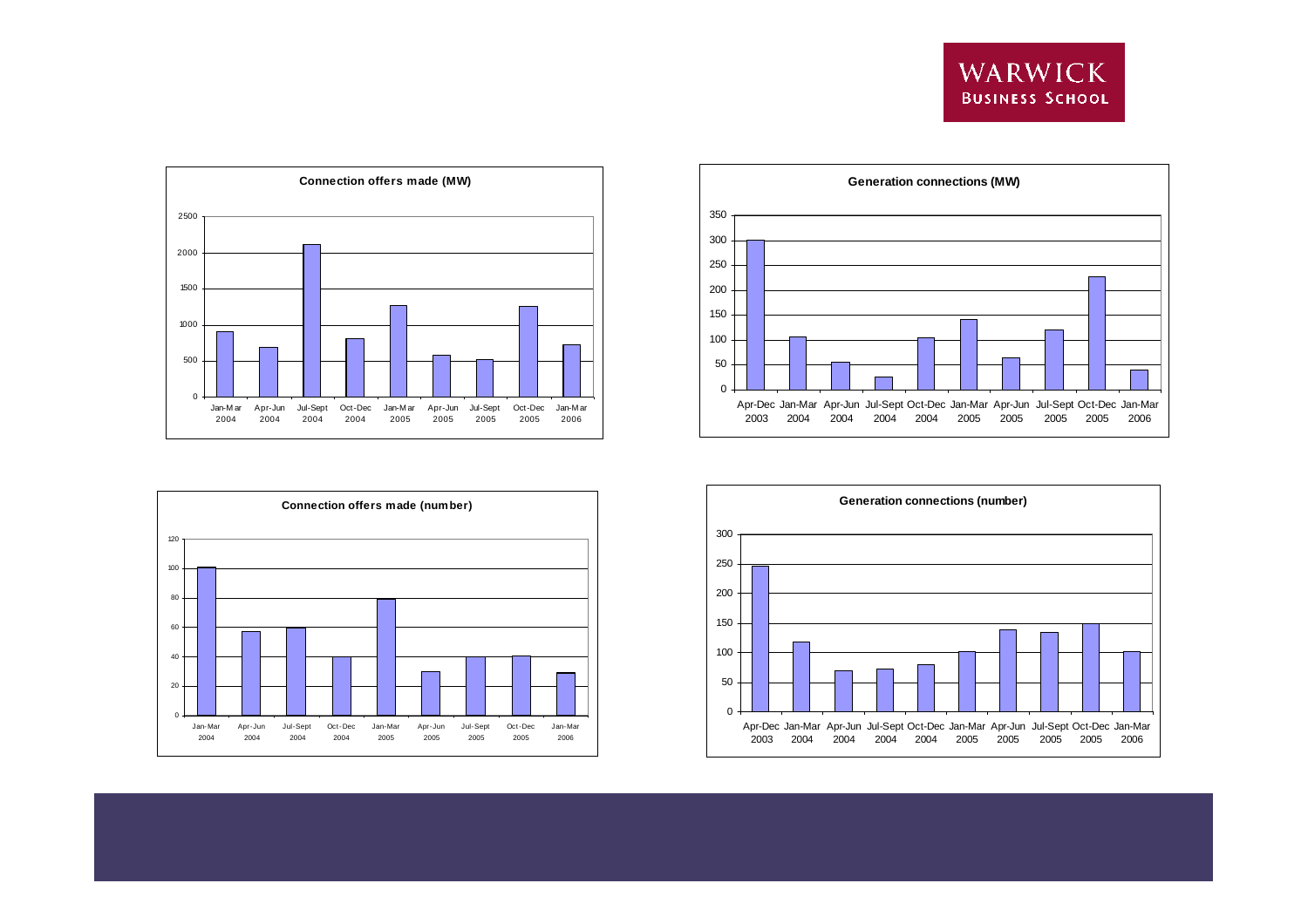**Connection offers made (MW)**

Jan-Mar 2004 | Apr-Jun 2004 | Jul-Sept 2004 | Oct-Dec 2004 | Jan-Mar 2005 | Apr-Jun 2005 | Jul-Sept 2005 | Oct-Dec 2005 | Jan-Mar 2006

**Generation connections (MW)**

Apr-Dec 2003 | Jan-Mar 2004 | Apr-Jun 2004 | Jul-Sept 2004 | Oct-Dec 2004 | Jan-Mar 2005 | Apr-Jun 2005 | Jul-Sept 2005 | Oct-Dec 2005 | Jan-Mar 2006

**Connection offers made (number)**

Jan-Mar 2004 | Apr-Jun 2004 | Jul-Sept 2004 | Oct-Dec 2004 | Jan-Mar 2005 | Apr-Jun 2005 | Jul-Sept 2005 | Oct-Dec 2005 | Jan-Mar 2006

**Generation connections (number)**

Apr-Dec 2003 | Jan-Mar 2004 | Apr-Jun 2004 | Jul-Sept 2004 | Oct-Dec 2004 | Jan-Mar 2005 | Apr-Jun 2005 | Jul-Sept 2005 | Oct-Dec 2005 | Jan-Mar 2006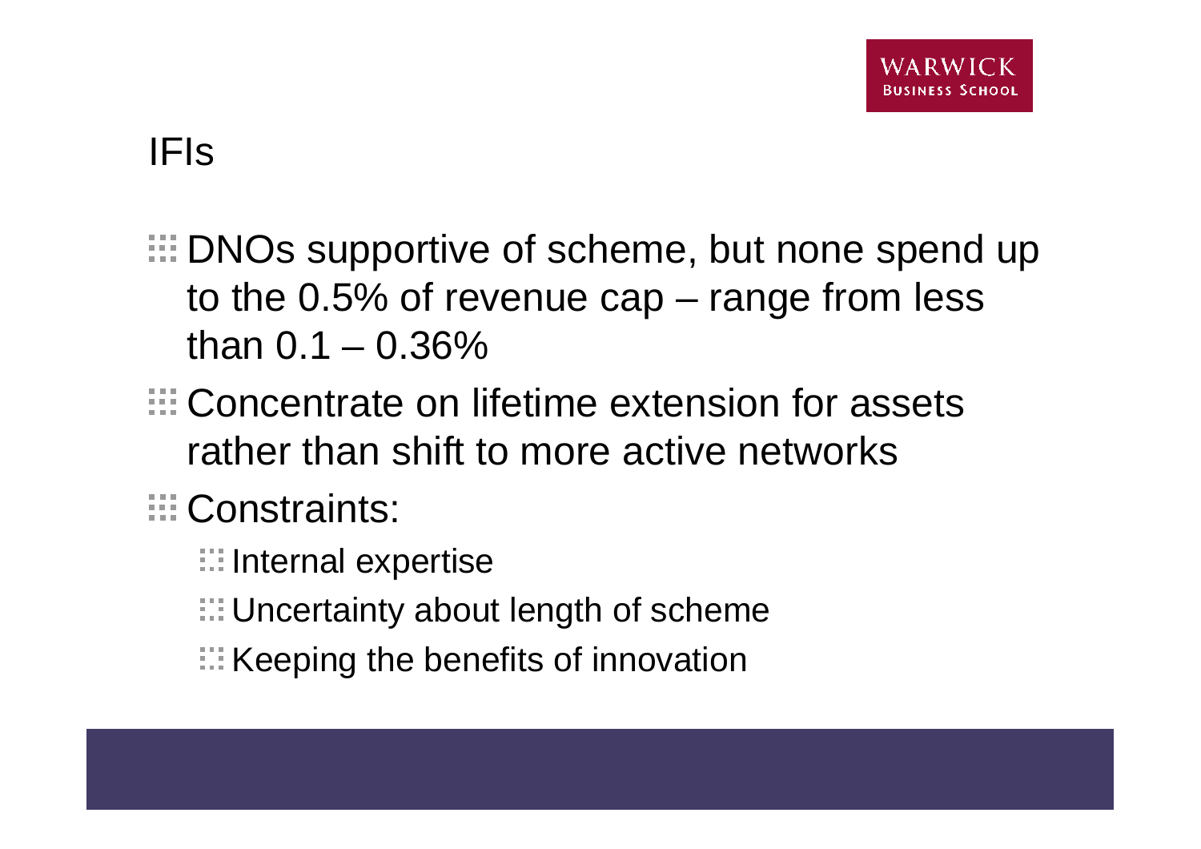# IFIs

- DNOs supportive of scheme, but none spend up to the 0.5% of revenue cap – range from less than 0.1 – 0.36%
- Concentrate on lifetime extension for assets rather than shift to more active networks
- Constraints:
  - Internal expertise
  - Uncertainty about length of scheme
  - Keeping the benefits of innovation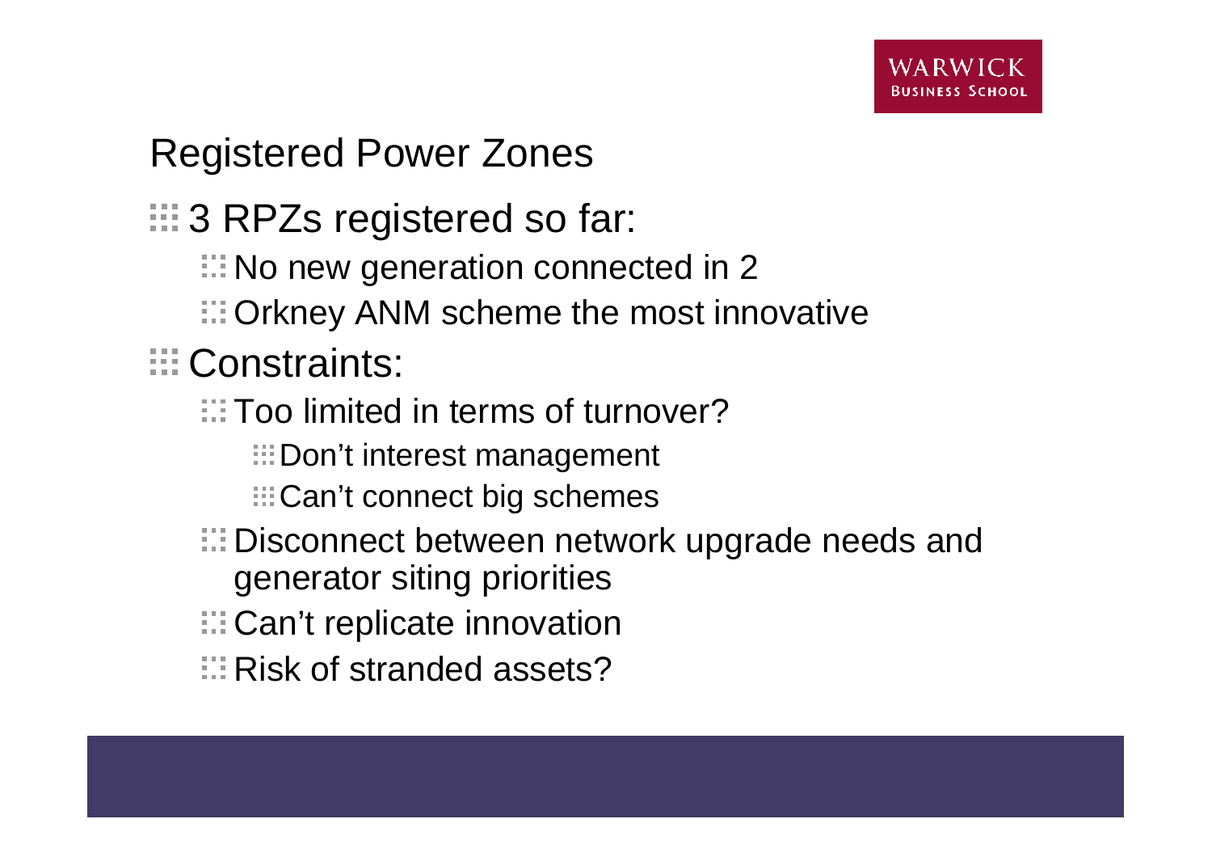## Registered Power Zones

- 3 RPZs registered so far:
  - No new generation connected in 2
  - Orkney ANM scheme the most innovative
- Constraints:
  - Too limited in terms of turnover?
    - Don't interest management
    - Can't connect big schemes
  - Disconnect between network upgrade needs and generator siting priorities
  - Can't replicate innovation
  - Risk of stranded assets?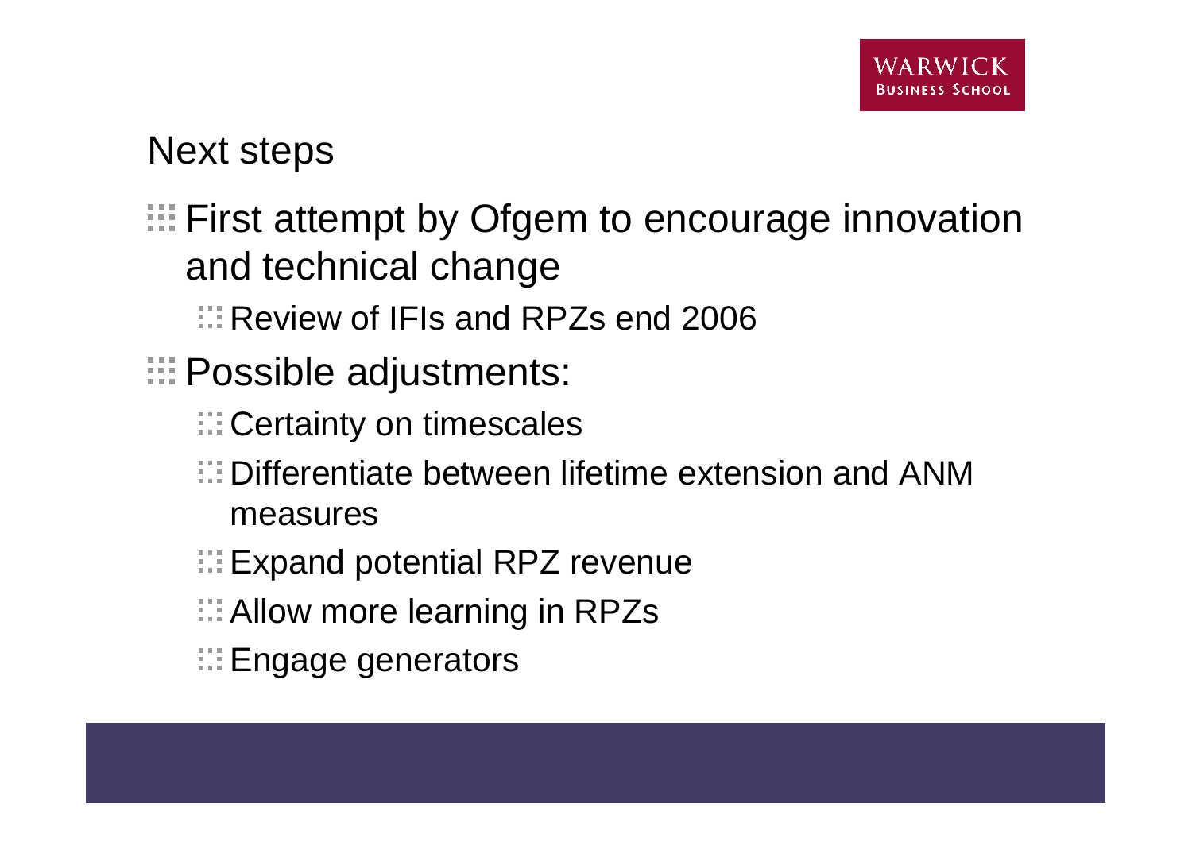# Next steps

- First attempt by Ofgem to encourage innovation and technical change
  - Review of IFIs and RPZs end 2006
- Possible adjustments:
  - Certainty on timescales
  - Differentiate between lifetime extension and ANM measures
  - Expand potential RPZ revenue
  - Allow more learning in RPZs
  - Engage generators